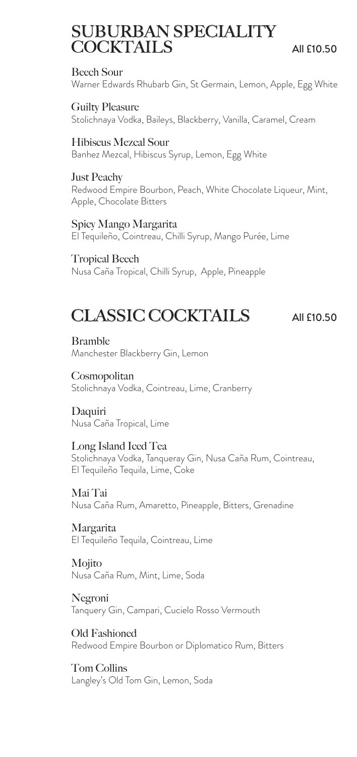## SUBURBAN SPECIALITY COCKTAILS

All £10.50

**Beech Sour**
Warner Edwards Rhubarb Gin, St Germain, Lemon, Apple, Egg White

**Guilty Pleasure**
Stolichnaya Vodka, Baileys, Blackberry, Vanilla, Caramel, Cream

**Hibiscus Mezcal Sour**
Banhez Mezcal, Hibiscus Syrup, Lemon, Egg White

**Just Peachy**
Redwood Empire Bourbon, Peach, White Chocolate Liqueur, Mint, Apple, Chocolate Bitters

**Spicy Mango Margarita**
El Tequileño, Cointreau, Chilli Syrup, Mango Purée, Lime

**Tropical Beech**
Nusa Caña Tropical, Chilli Syrup, Apple, Pineapple

## CLASSIC COCKTAILS

All £10.50

**Bramble**
Manchester Blackberry Gin, Lemon

**Cosmopolitan**
Stolichnaya Vodka, Cointreau, Lime, Cranberry

**Daquiri**
Nusa Caña Tropical, Lime

**Long Island Iced Tea**
Stolichnaya Vodka, Tanqueray Gin, Nusa Caña Rum, Cointreau, El Tequileño Tequila, Lime, Coke

**Mai Tai**
Nusa Caña Rum, Amaretto, Pineapple, Bitters, Grenadine

**Margarita**
El Tequileño Tequila, Cointreau, Lime

**Mojito**
Nusa Caña Rum, Mint, Lime, Soda

**Negroni**
Tanquery Gin, Campari, Cucielo Rosso Vermouth

**Old Fashioned**
Redwood Empire Bourbon or Diplomatico Rum, Bitters

**Tom Collins**
Langley's Old Tom Gin, Lemon, Soda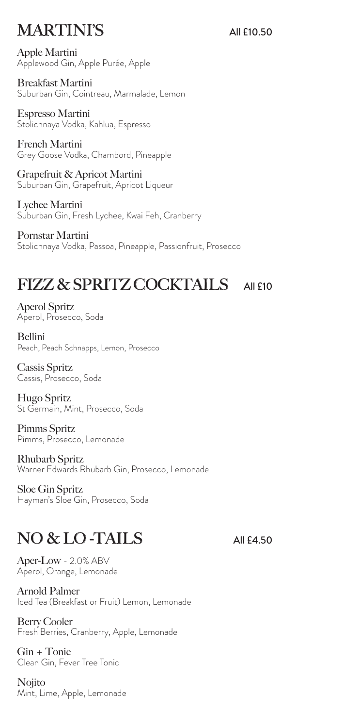## MARTINI'S

All £10.50

**Apple Martini**
Applewood Gin, Apple Purée, Apple

**Breakfast Martini**
Suburban Gin, Cointreau, Marmalade, Lemon

**Espresso Martini**
Stolichnaya Vodka, Kahlua, Espresso

**French Martini**
Grey Goose Vodka, Chambord, Pineapple

**Grapefruit & Apricot Martini**
Suburban Gin, Grapefruit, Apricot Liqueur

**Lychee Martini**
Suburban Gin, Fresh Lychee, Kwai Feh, Cranberry

**Pornstar Martini**
Stolichnaya Vodka, Passoa, Pineapple, Passionfruit, Prosecco

## FIZZ & SPRITZ COCKTAILS

All £10

**Aperol Spritz**
Aperol, Prosecco, Soda

**Bellini**
Peach, Peach Schnapps, Lemon, Prosecco

**Cassis Spritz**
Cassis, Prosecco, Soda

**Hugo Spritz**
St Germain, Mint, Prosecco, Soda

**Pimms Spritz**
Pimms, Prosecco, Lemonade

**Rhubarb Spritz**
Warner Edwards Rhubarb Gin, Prosecco, Lemonade

**Sloe Gin Spritz**
Hayman's Sloe Gin, Prosecco, Soda

## NO & LO -TAILS

All £4.50

**Aper-Low** - 2.0% ABV
Aperol, Orange, Lemonade

**Arnold Palmer**
Iced Tea (Breakfast or Fruit) Lemon, Lemonade

**Berry Cooler**
Fresh Berries, Cranberry, Apple, Lemonade

**Gin + Tonic**
Clean Gin, Fever Tree Tonic

**Nojito**
Mint, Lime, Apple, Lemonade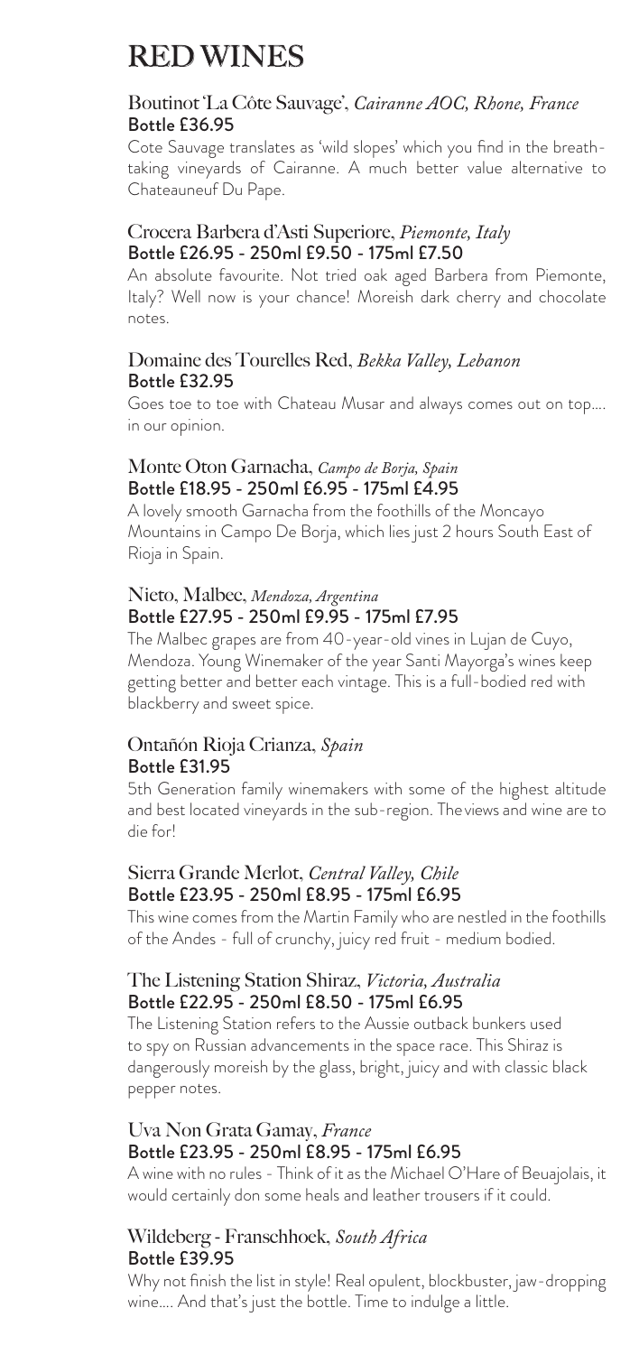# RED WINES

### Boutinot 'La Côte Sauvage', *Cairanne AOC, Rhone, France*
**Bottle £36.95**

Cote Sauvage translates as 'wild slopes' which you find in the breath-taking vineyards of Cairanne. A much better value alternative to Chateauneuf Du Pape.

### Crocera Barbera d'Asti Superiore, *Piemonte, Italy*
**Bottle £26.95 - 250ml £9.50 - 175ml £7.50**

An absolute favourite. Not tried oak aged Barbera from Piemonte, Italy? Well now is your chance! Moreish dark cherry and chocolate notes.

### Domaine des Tourelles Red, *Bekka Valley, Lebanon*
**Bottle £32.95**

Goes toe to toe with Chateau Musar and always comes out on top.... in our opinion.

### Monte Oton Garnacha, *Campo de Borja, Spain*
**Bottle £18.95 - 250ml £6.95 - 175ml £4.95**

A lovely smooth Garnacha from the foothills of the Moncayo Mountains in Campo De Borja, which lies just 2 hours South East of Rioja in Spain.

### Nieto, Malbec, *Mendoza, Argentina*
**Bottle £27.95 - 250ml £9.95 - 175ml £7.95**

The Malbec grapes are from 40-year-old vines in Lujan de Cuyo, Mendoza. Young Winemaker of the year Santi Mayorga's wines keep getting better and better each vintage. This is a full-bodied red with blackberry and sweet spice.

### Ontañón Rioja Crianza, *Spain*
**Bottle £31.95**

5th Generation family winemakers with some of the highest altitude and best located vineyards in the sub-region. The views and wine are to die for!

### Sierra Grande Merlot, *Central Valley, Chile*
**Bottle £23.95 - 250ml £8.95 - 175ml £6.95**

This wine comes from the Martin Family who are nestled in the foothills of the Andes - full of crunchy, juicy red fruit - medium bodied.

### The Listening Station Shiraz, *Victoria, Australia*
**Bottle £22.95 - 250ml £8.50 - 175ml £6.95**

The Listening Station refers to the Aussie outback bunkers used to spy on Russian advancements in the space race. This Shiraz is dangerously moreish by the glass, bright, juicy and with classic black pepper notes.

### Uva Non Grata Gamay, *France*
**Bottle £23.95 - 250ml £8.95 - 175ml £6.95**

A wine with no rules - Think of it as the Michael O'Hare of Beuajolais, it would certainly don some heals and leather trousers if it could.

### Wildeberg - Franschhoek, *South Africa*
**Bottle £39.95**

Why not finish the list in style! Real opulent, blockbuster, jaw-dropping wine.... And that's just the bottle. Time to indulge a little.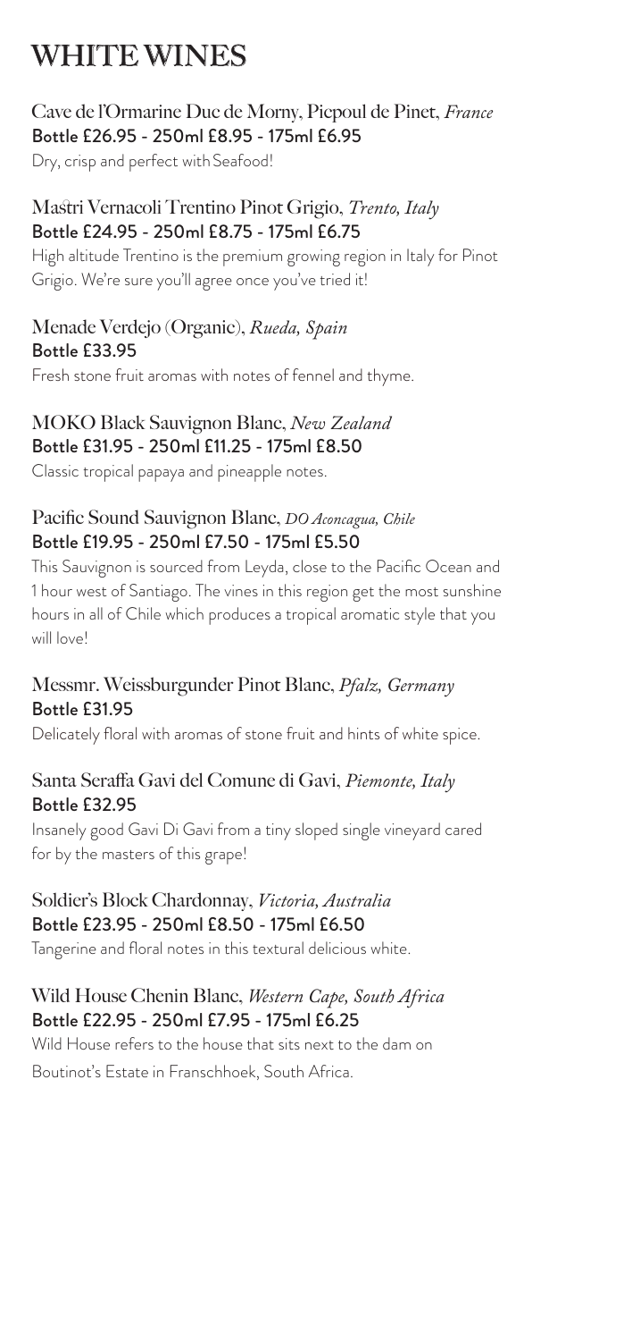# WHITE WINES

### Cave de l'Ormarine Duc de Morny, Picpoul de Pinet, *France*
**Bottle £26.95 - 250ml £8.95 - 175ml £6.95**

Dry, crisp and perfect with Seafood!

### Mastri Vernacoli Trentino Pinot Grigio, *Trento, Italy*
**Bottle £24.95 - 250ml £8.75 - 175ml £6.75**

High altitude Trentino is the premium growing region in Italy for Pinot Grigio. We're sure you'll agree once you've tried it!

### Menade Verdejo (Organic), *Rueda, Spain*
**Bottle £33.95**

Fresh stone fruit aromas with notes of fennel and thyme.

### MOKO Black Sauvignon Blanc, *New Zealand*
**Bottle £31.95 - 250ml £11.25 - 175ml £8.50**

Classic tropical papaya and pineapple notes.

### Pacific Sound Sauvignon Blanc, *DO Aconcagua, Chile*
**Bottle £19.95 - 250ml £7.50 - 175ml £5.50**

This Sauvignon is sourced from Leyda, close to the Pacific Ocean and 1 hour west of Santiago. The vines in this region get the most sunshine hours in all of Chile which produces a tropical aromatic style that you will love!

### Messmr. Weissburgunder Pinot Blanc, *Pfalz, Germany*
**Bottle £31.95**

Delicately floral with aromas of stone fruit and hints of white spice.

### Santa Seraffa Gavi del Comune di Gavi, *Piemonte, Italy*
**Bottle £32.95**

Insanely good Gavi Di Gavi from a tiny sloped single vineyard cared for by the masters of this grape!

### Soldier's Block Chardonnay, *Victoria, Australia*
**Bottle £23.95 - 250ml £8.50 - 175ml £6.50**

Tangerine and floral notes in this textural delicious white.

### Wild House Chenin Blanc, *Western Cape, South Africa*
**Bottle £22.95 - 250ml £7.95 - 175ml £6.25**

Wild House refers to the house that sits next to the dam on Boutinot's Estate in Franschhoek, South Africa.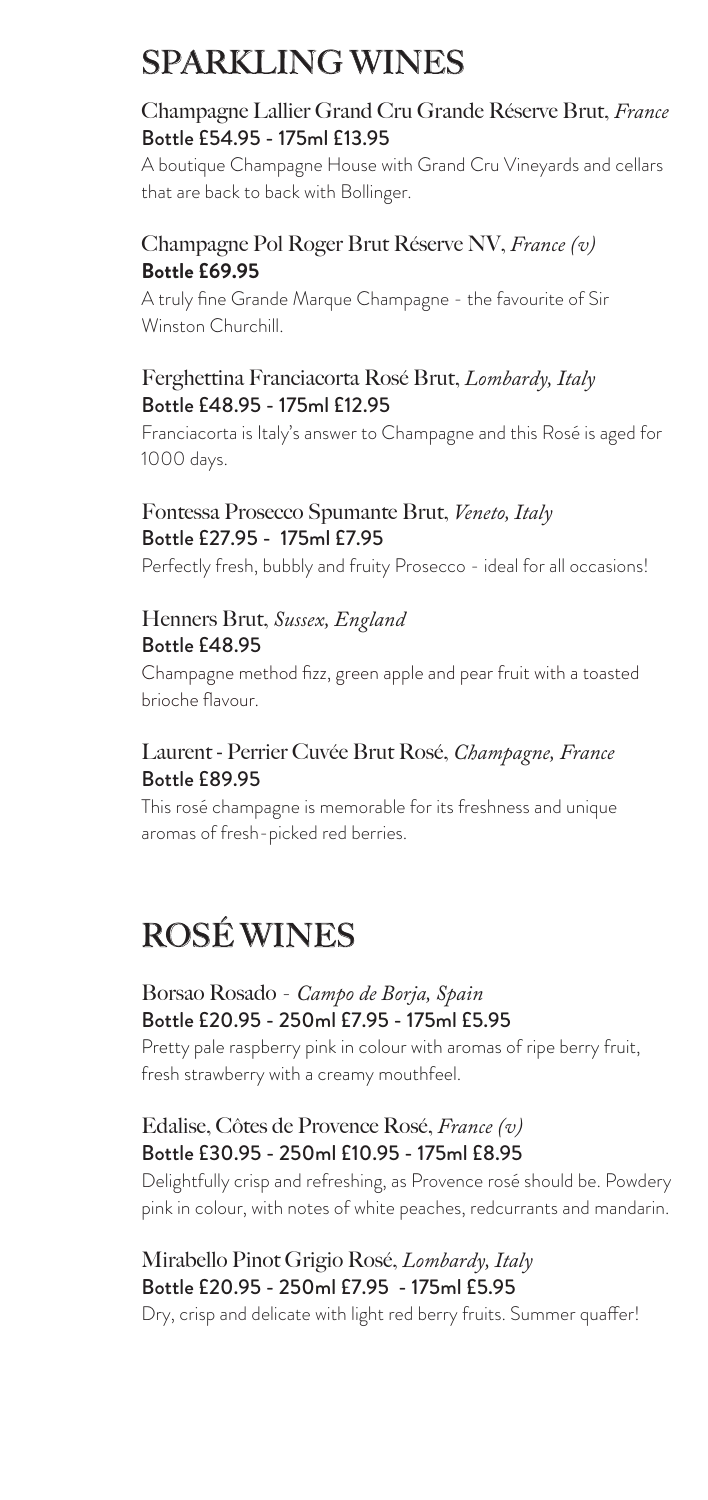# SPARKLING WINES

### Champagne Lallier Grand Cru Grande Réserve Brut, *France*

Bottle £54.95 - 175ml £13.95

A boutique Champagne House with Grand Cru Vineyards and cellars that are back to back with Bollinger.

### Champagne Pol Roger Brut Réserve NV, *France (v)*

**Bottle £69.95**

A truly fine Grande Marque Champagne - the favourite of Sir Winston Churchill.

### Ferghettina Franciacorta Rosé Brut, *Lombardy, Italy*

Bottle £48.95 - 175ml £12.95

Franciacorta is Italy's answer to Champagne and this Rosé is aged for 1000 days.

### Fontessa Prosecco Spumante Brut, *Veneto, Italy*

Bottle £27.95 - 175ml £7.95

Perfectly fresh, bubbly and fruity Prosecco - ideal for all occasions!

### Henners Brut, *Sussex, England*

Bottle £48.95

Champagne method fizz, green apple and pear fruit with a toasted brioche flavour.

### Laurent - Perrier Cuvée Brut Rosé, *Champagne, France*

Bottle £89.95

This rosé champagne is memorable for its freshness and unique aromas of fresh-picked red berries.

# ROSÉ WINES

### Borsao Rosado - *Campo de Borja, Spain*

Bottle £20.95 - 250ml £7.95 - 175ml £5.95

Pretty pale raspberry pink in colour with aromas of ripe berry fruit, fresh strawberry with a creamy mouthfeel.

### Edalise, Côtes de Provence Rosé, *France (v)*

Bottle £30.95 - 250ml £10.95 - 175ml £8.95

Delightfully crisp and refreshing, as Provence rosé should be. Powdery pink in colour, with notes of white peaches, redcurrants and mandarin.

### Mirabello Pinot Grigio Rosé, *Lombardy, Italy*

Bottle £20.95 - 250ml £7.95 - 175ml £5.95

Dry, crisp and delicate with light red berry fruits. Summer quaffer!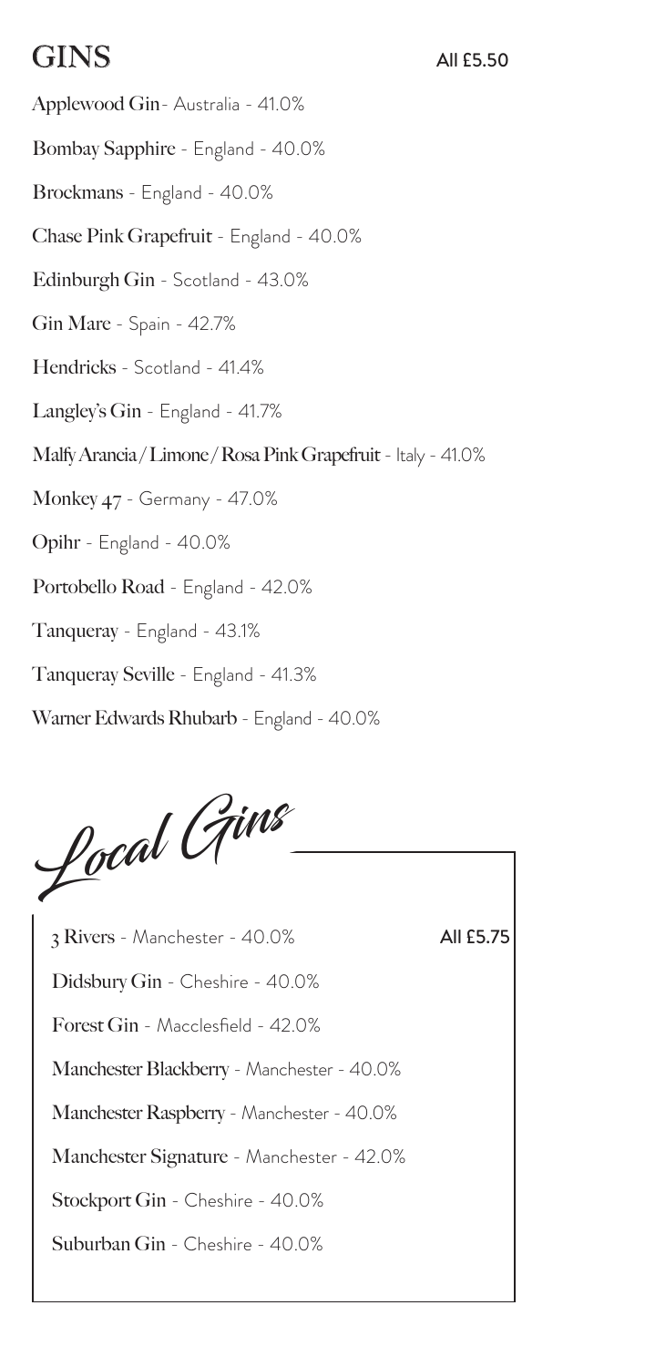# GINS

All £5.50

Applewood Gin - Australia - 41.0%

Bombay Sapphire - England - 40.0%

Brockmans - England - 40.0%

Chase Pink Grapefruit - England - 40.0%

Edinburgh Gin - Scotland - 43.0%

Gin Mare - Spain - 42.7%

Hendricks - Scotland - 41.4%

Langley's Gin - England - 41.7%

Malfy Arancia / Limone / Rosa Pink Grapefruit - Italy - 41.0%

Monkey 47 - Germany - 47.0%

Opihr - England - 40.0%

Portobello Road - England - 42.0%

Tanqueray - England - 43.1%

Tanqueray Seville - England - 41.3%

Warner Edwards Rhubarb - England - 40.0%

## Local Gins

All £5.75

3 Rivers - Manchester - 40.0%

Didsbury Gin - Cheshire - 40.0%

Forest Gin - Macclesfield - 42.0%

Manchester Blackberry - Manchester - 40.0%

Manchester Raspberry - Manchester - 40.0%

Manchester Signature - Manchester - 42.0%

Stockport Gin - Cheshire - 40.0%

Suburban Gin - Cheshire - 40.0%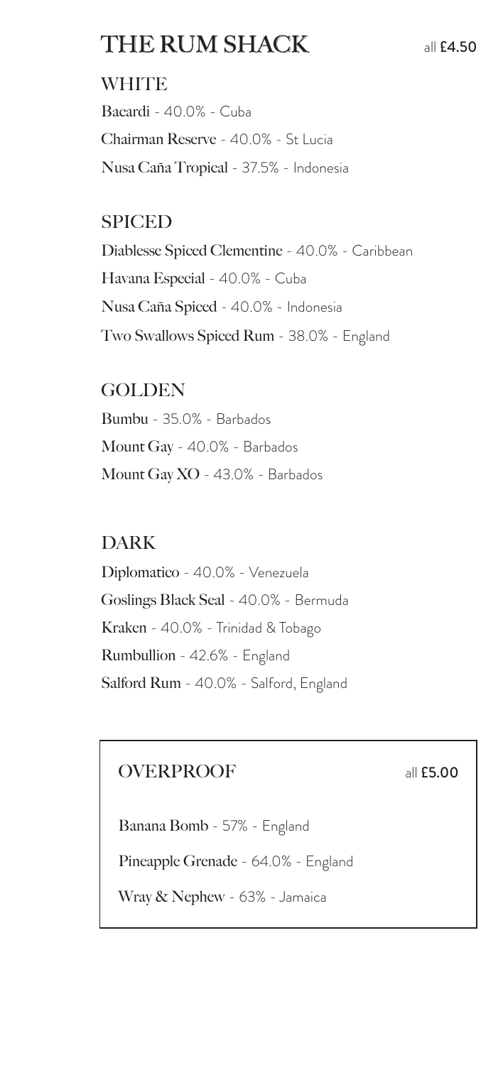# THE RUM SHACK

all **£4.50**

## WHITE

**Bacardi** - 40.0% - Cuba

**Chairman Reserve** - 40.0% - St Lucia

**Nusa Caña Tropical** - 37.5% - Indonesia

## SPICED

**Diablesse Spiced Clementine** - 40.0% - Caribbean

**Havana Especial** - 40.0% - Cuba

**Nusa Caña Spiced** - 40.0% - Indonesia

**Two Swallows Spiced Rum** - 38.0% - England

## GOLDEN

**Bumbu** - 35.0% - Barbados

**Mount Gay** - 40.0% - Barbados

**Mount Gay XO** - 43.0% - Barbados

## DARK

**Diplomatico** - 40.0% - Venezuela

**Goslings Black Seal** - 40.0% - Bermuda

**Kraken** - 40.0% - Trinidad & Tobago

**Rumbullion** - 42.6% - England

**Salford Rum** - 40.0% - Salford, England

## OVERPROOF

all **£5.00**

**Banana Bomb** - 57% - England

**Pineapple Grenade** - 64.0% - England

**Wray & Nephew** - 63% - Jamaica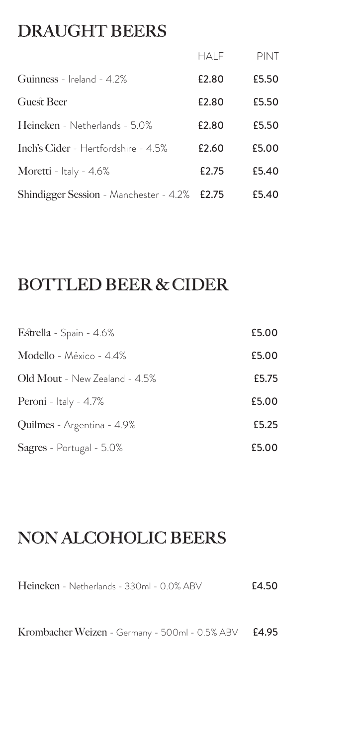## DRAUGHT BEERS

| | HALF | PINT |
|---|---|---|
| Guinness - Ireland - 4.2% | £2.80 | £5.50 |
| Guest Beer | £2.80 | £5.50 |
| Heineken - Netherlands - 5.0% | £2.80 | £5.50 |
| Inch's Cider - Hertfordshire - 4.5% | £2.60 | £5.00 |
| Moretti - Italy - 4.6% | £2.75 | £5.40 |
| Shindigger Session - Manchester - 4.2% | £2.75 | £5.40 |

## BOTTLED BEER & CIDER

| | |
|---|---|
| Estrella - Spain - 4.6% | £5.00 |
| Modello - México - 4.4% | £5.00 |
| Old Mout - New Zealand - 4.5% | £5.75 |
| Peroni - Italy - 4.7% | £5.00 |
| Quilmes - Argentina - 4.9% | £5.25 |
| Sagres - Portugal - 5.0% | £5.00 |

## NON ALCOHOLIC BEERS

| | |
|---|---|
| Heineken - Netherlands - 330ml - 0.0% ABV | £4.50 |
| Krombacher Weizen - Germany - 500ml - 0.5% ABV | £4.95 |